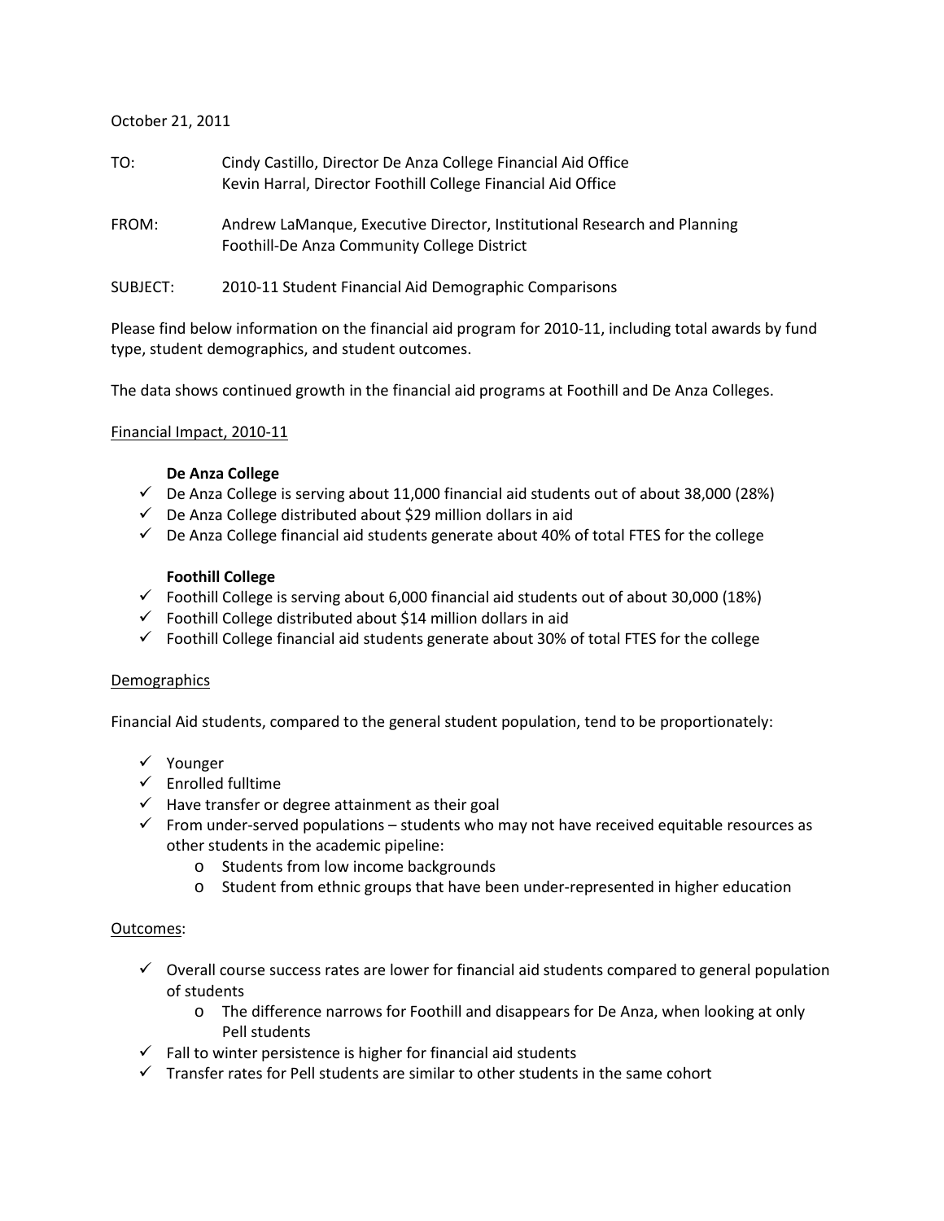October 21, 2011

TO: Cindy Castillo, Director De Anza College Financial Aid Office
Kevin Harral, Director Foothill College Financial Aid Office

FROM: Andrew LaManque, Executive Director, Institutional Research and Planning
Foothill-De Anza Community College District

SUBJECT: 2010-11 Student Financial Aid Demographic Comparisons

Please find below information on the financial aid program for 2010-11, including total awards by fund type, student demographics, and student outcomes.

The data shows continued growth in the financial aid programs at Foothill and De Anza Colleges.

<u>Financial Impact, 2010-11</u>

**De Anza College**

- ✓ De Anza College is serving about 11,000 financial aid students out of about 38,000 (28%)
- ✓ De Anza College distributed about $29 million dollars in aid
- ✓ De Anza College financial aid students generate about 40% of total FTES for the college

**Foothill College**

- ✓ Foothill College is serving about 6,000 financial aid students out of about 30,000 (18%)
- ✓ Foothill College distributed about $14 million dollars in aid
- ✓ Foothill College financial aid students generate about 30% of total FTES for the college

<u>Demographics</u>

Financial Aid students, compared to the general student population, tend to be proportionately:

- ✓ Younger
- ✓ Enrolled fulltime
- ✓ Have transfer or degree attainment as their goal
- ✓ From under-served populations – students who may not have received equitable resources as other students in the academic pipeline:
  - o Students from low income backgrounds
  - o Student from ethnic groups that have been under-represented in higher education

<u>Outcomes</u>:

- ✓ Overall course success rates are lower for financial aid students compared to general population of students
  - o The difference narrows for Foothill and disappears for De Anza, when looking at only Pell students
- ✓ Fall to winter persistence is higher for financial aid students
- ✓ Transfer rates for Pell students are similar to other students in the same cohort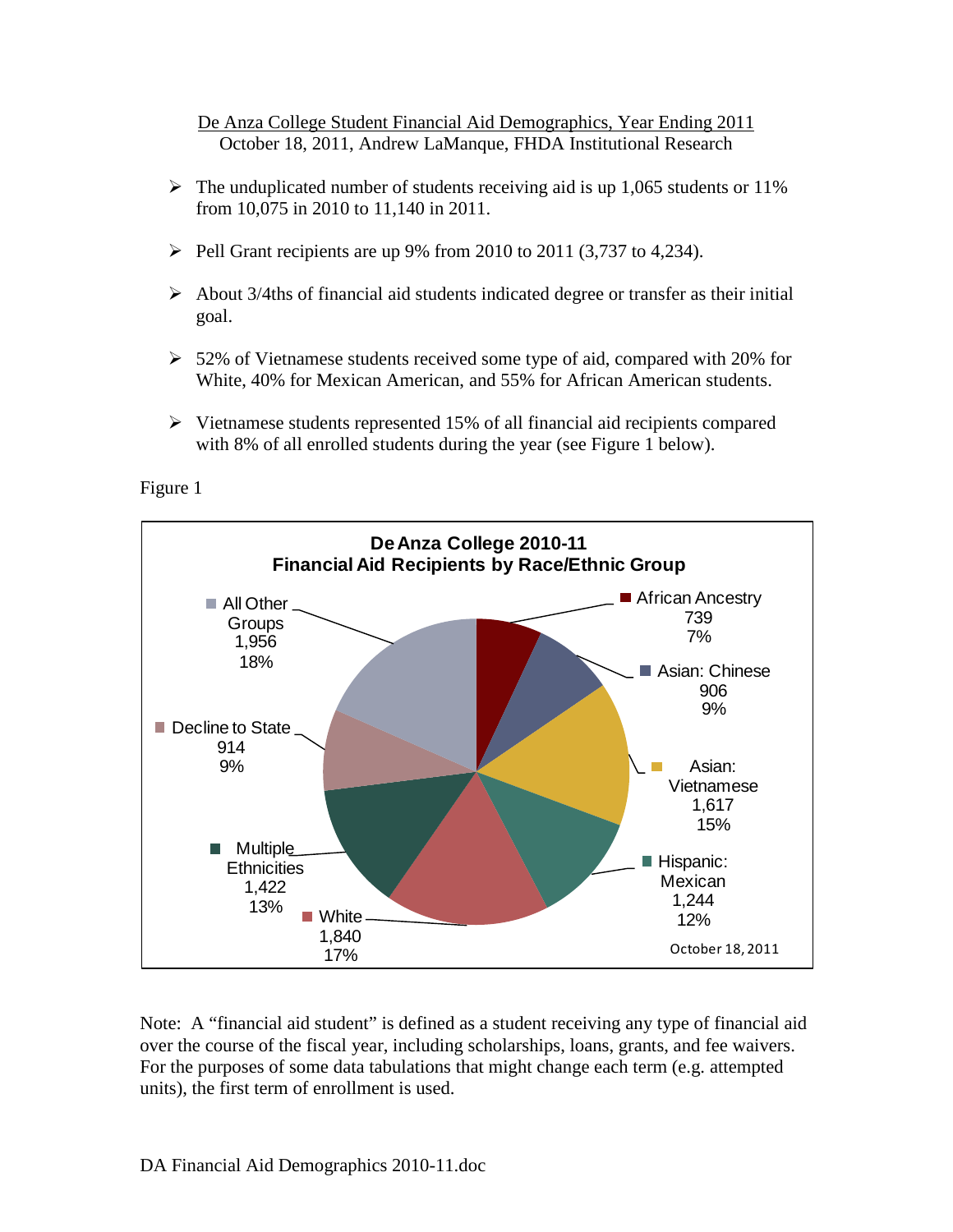De Anza College Student Financial Aid Demographics, Year Ending 2011

October 18, 2011, Andrew LaManque, FHDA Institutional Research

- The unduplicated number of students receiving aid is up 1,065 students or 11% from 10,075 in 2010 to 11,140 in 2011.
- Pell Grant recipients are up 9% from 2010 to 2011 (3,737 to 4,234).
- About 3/4ths of financial aid students indicated degree or transfer as their initial goal.
- 52% of Vietnamese students received some type of aid, compared with 20% for White, 40% for Mexican American, and 55% for African American students.
- Vietnamese students represented 15% of all financial aid recipients compared with 8% of all enrolled students during the year (see Figure 1 below).

Figure 1

**De Anza College 2010-11 Financial Aid Recipients by Race/Ethnic Group**

| Group | Count | Percent |
|---|---|---|
| African Ancestry | 739 | 7% |
| Asian: Chinese | 906 | 9% |
| Asian: Vietnamese | 1,617 | 15% |
| Hispanic: Mexican | 1,244 | 12% |
| White | 1,840 | 17% |
| Multiple Ethnicities | 1,422 | 13% |
| Decline to State | 914 | 9% |
| All Other Groups | 1,956 | 18% |

October 18, 2011

Note: A "financial aid student" is defined as a student receiving any type of financial aid over the course of the fiscal year, including scholarships, loans, grants, and fee waivers. For the purposes of some data tabulations that might change each term (e.g. attempted units), the first term of enrollment is used.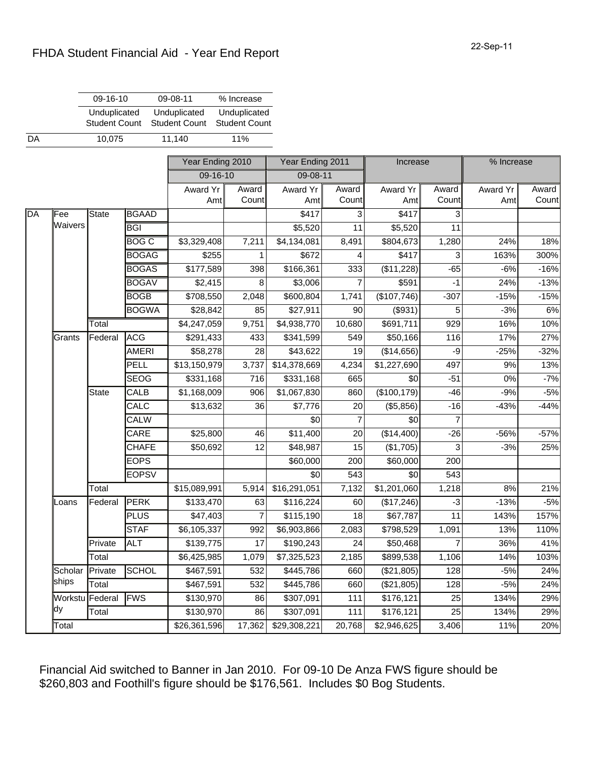# FHDA Student Financial Aid - Year End Report

22-Sep-11

| | 09-16-10 | 09-08-11 | % Increase |
|---|---|---|---|
| | Unduplicated Student Count | Unduplicated Student Count | Unduplicated Student Count |
| DA | 10,075 | 11,140 | 11% |

| | | | | Year Ending 2010 | | Year Ending 2011 | | Increase | | % Increase | |
|---|---|---|---|---|---|---|---|---|---|---|---|
| | | | | 09-16-10 | | 09-08-11 | | | | | |
| | | | | Award Yr Amt | Award Count | Award Yr Amt | Award Count | Award Yr Amt | Award Count | Award Yr Amt | Award Count |
| DA | Fee Waivers | State | BGAAD | | | $417 | 3 | $417 | 3 | | |
| | | | BGI | | | $5,520 | 11 | $5,520 | 11 | | |
| | | | BOG C | $3,329,408 | 7,211 | $4,134,081 | 8,491 | $804,673 | 1,280 | 24% | 18% |
| | | | BOGAG | $255 | 1 | $672 | 4 | $417 | 3 | 163% | 300% |
| | | | BOGAS | $177,589 | 398 | $166,361 | 333 | ($11,228) | -65 | -6% | -16% |
| | | | BOGAV | $2,415 | 8 | $3,006 | 7 | $591 | -1 | 24% | -13% |
| | | | BOGB | $708,550 | 2,048 | $600,804 | 1,741 | ($107,746) | -307 | -15% | -15% |
| | | | BOGWA | $28,842 | 85 | $27,911 | 90 | ($931) | 5 | -3% | 6% |
| | | Total | | $4,247,059 | 9,751 | $4,938,770 | 10,680 | $691,711 | 929 | 16% | 10% |
| | Grants | Federal | ACG | $291,433 | 433 | $341,599 | 549 | $50,166 | 116 | 17% | 27% |
| | | | AMERI | $58,278 | 28 | $43,622 | 19 | ($14,656) | -9 | -25% | -32% |
| | | | PELL | $13,150,979 | 3,737 | $14,378,669 | 4,234 | $1,227,690 | 497 | 9% | 13% |
| | | | SEOG | $331,168 | 716 | $331,168 | 665 | $0 | -51 | 0% | -7% |
| | | State | CALB | $1,168,009 | 906 | $1,067,830 | 860 | ($100,179) | -46 | -9% | -5% |
| | | | CALC | $13,632 | 36 | $7,776 | 20 | ($5,856) | -16 | -43% | -44% |
| | | | CALW | | | $0 | 7 | $0 | 7 | | |
| | | | CARE | $25,800 | 46 | $11,400 | 20 | ($14,400) | -26 | -56% | -57% |
| | | | CHAFE | $50,692 | 12 | $48,987 | 15 | ($1,705) | 3 | -3% | 25% |
| | | | EOPS | | | $60,000 | 200 | $60,000 | 200 | | |
| | | | EOPSV | | | $0 | 543 | $0 | 543 | | |
| | | Total | | $15,089,991 | 5,914 | $16,291,051 | 7,132 | $1,201,060 | 1,218 | 8% | 21% |
| | Loans | Federal | PERK | $133,470 | 63 | $116,224 | 60 | ($17,246) | -3 | -13% | -5% |
| | | | PLUS | $47,403 | 7 | $115,190 | 18 | $67,787 | 11 | 143% | 157% |
| | | | STAF | $6,105,337 | 992 | $6,903,866 | 2,083 | $798,529 | 1,091 | 13% | 110% |
| | | Private | ALT | $139,775 | 17 | $190,243 | 24 | $50,468 | 7 | 36% | 41% |
| | | Total | | $6,425,985 | 1,079 | $7,325,523 | 2,185 | $899,538 | 1,106 | 14% | 103% |
| | Scholarships | Private | SCHOL | $467,591 | 532 | $445,786 | 660 | ($21,805) | 128 | -5% | 24% |
| | | Total | | $467,591 | 532 | $445,786 | 660 | ($21,805) | 128 | -5% | 24% |
| | Workstudy | Federal | FWS | $130,970 | 86 | $307,091 | 111 | $176,121 | 25 | 134% | 29% |
| | | Total | | $130,970 | 86 | $307,091 | 111 | $176,121 | 25 | 134% | 29% |
| | Total | | | $26,361,596 | 17,362 | $29,308,221 | 20,768 | $2,946,625 | 3,406 | 11% | 20% |

Financial Aid switched to Banner in Jan 2010. For 09-10 De Anza FWS figure should be $260,803 and Foothill's figure should be $176,561. Includes $0 Bog Students.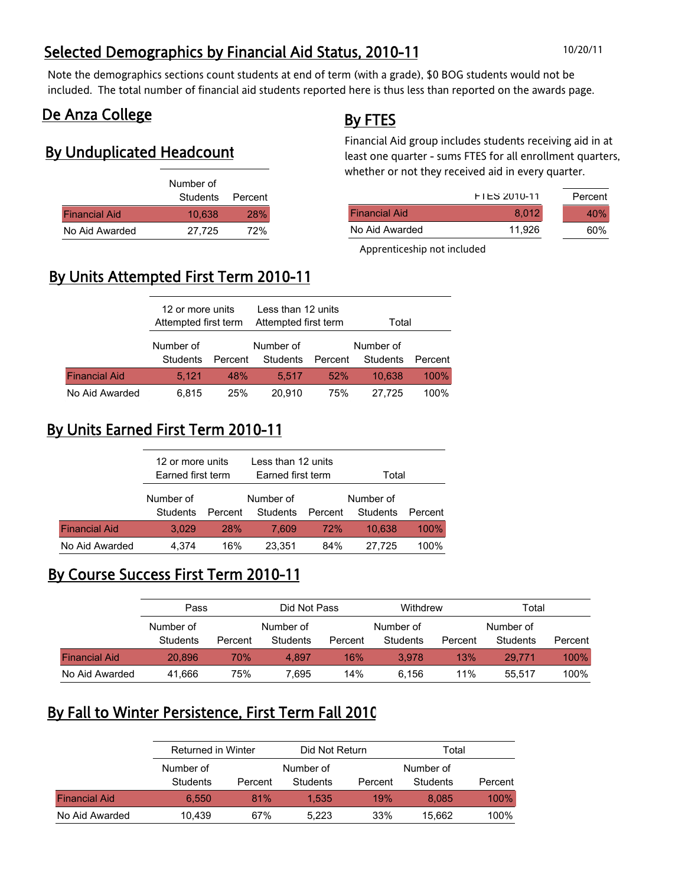# Selected Demographics by Financial Aid Status, 2010-11

10/20/11

Note the demographics sections count students at end of term (with a grade), $0 BOG students would not be included. The total number of financial aid students reported here is thus less than reported on the awards page.

## De Anza College

### By Unduplicated Headcount

| | Number of Students | Percent |
|---|---|---|
| Financial Aid | 10,638 | 28% |
| No Aid Awarded | 27,725 | 72% |

### By FTES

Financial Aid group includes students receiving aid in at least one quarter - sums FTES for all enrollment quarters, whether or not they received aid in every quarter.

| | FTES 2010-11 | Percent |
|---|---|---|
| Financial Aid | 8,012 | 40% |
| No Aid Awarded | 11,926 | 60% |

Apprenticeship not included

### By Units Attempted First Term 2010-11

| | 12 or more units Attempted first term | | Less than 12 units Attempted first term | | Total | |
|---|---|---|---|---|---|---|
| | Number of Students | Percent | Number of Students | Percent | Number of Students | Percent |
| Financial Aid | 5,121 | 48% | 5,517 | 52% | 10,638 | 100% |
| No Aid Awarded | 6,815 | 25% | 20,910 | 75% | 27,725 | 100% |

### By Units Earned First Term 2010-11

| | 12 or more units Earned first term | | Less than 12 units Earned first term | | Total | |
|---|---|---|---|---|---|---|
| | Number of Students | Percent | Number of Students | Percent | Number of Students | Percent |
| Financial Aid | 3,029 | 28% | 7,609 | 72% | 10,638 | 100% |
| No Aid Awarded | 4,374 | 16% | 23,351 | 84% | 27,725 | 100% |

### By Course Success First Term 2010-11

| | Pass | | Did Not Pass | | Withdrew | | Total | |
|---|---|---|---|---|---|---|---|---|
| | Number of Students | Percent | Number of Students | Percent | Number of Students | Percent | Number of Students | Percent |
| Financial Aid | 20,896 | 70% | 4,897 | 16% | 3,978 | 13% | 29,771 | 100% |
| No Aid Awarded | 41,666 | 75% | 7,695 | 14% | 6,156 | 11% | 55,517 | 100% |

### By Fall to Winter Persistence, First Term Fall 2010

| | Returned in Winter | | Did Not Return | | Total | |
|---|---|---|---|---|---|---|
| | Number of Students | Percent | Number of Students | Percent | Number of Students | Percent |
| Financial Aid | 6,550 | 81% | 1,535 | 19% | 8,085 | 100% |
| No Aid Awarded | 10,439 | 67% | 5,223 | 33% | 15,662 | 100% |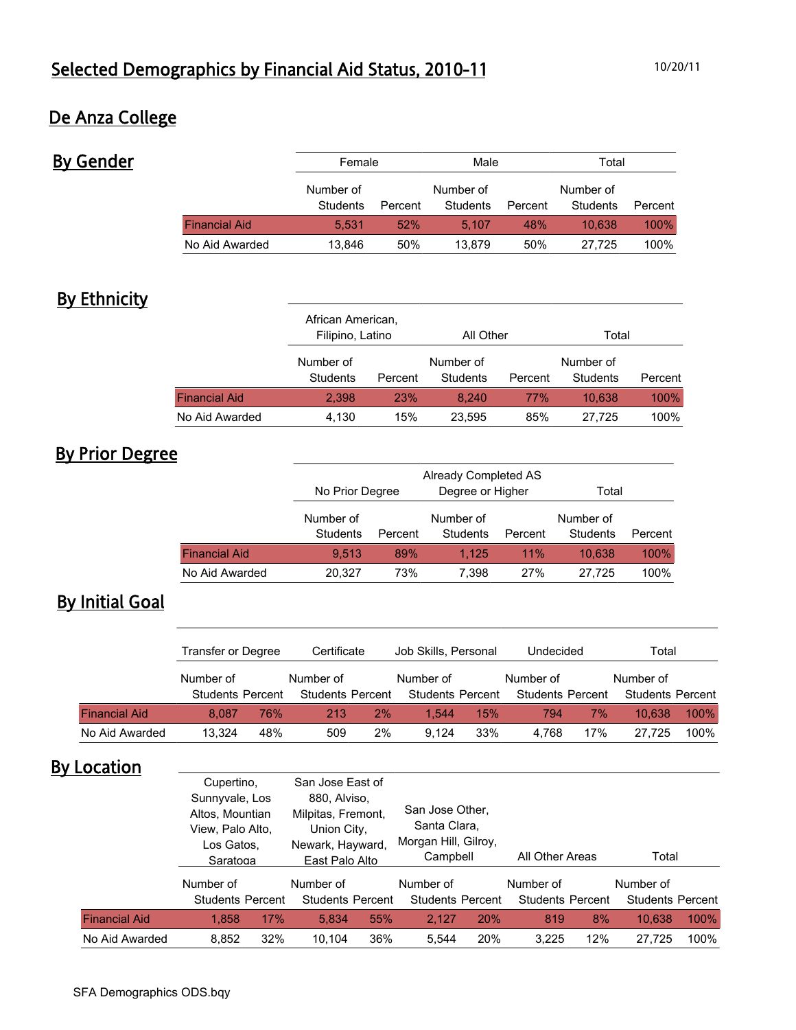# Selected Demographics by Financial Aid Status, 2010-11

10/20/11

## De Anza College

### By Gender

| | Female | | Male | | Total | |
|---|---|---|---|---|---|---|
| | Number of Students | Percent | Number of Students | Percent | Number of Students | Percent |
| Financial Aid | 5,531 | 52% | 5,107 | 48% | 10,638 | 100% |
| No Aid Awarded | 13,846 | 50% | 13,879 | 50% | 27,725 | 100% |

### By Ethnicity

| | African American, Filipino, Latino | | All Other | | Total | |
|---|---|---|---|---|---|---|
| | Number of Students | Percent | Number of Students | Percent | Number of Students | Percent |
| Financial Aid | 2,398 | 23% | 8,240 | 77% | 10,638 | 100% |
| No Aid Awarded | 4,130 | 15% | 23,595 | 85% | 27,725 | 100% |

### By Prior Degree

| | No Prior Degree | | Already Completed AS Degree or Higher | | Total | |
|---|---|---|---|---|---|---|
| | Number of Students | Percent | Number of Students | Percent | Number of Students | Percent |
| Financial Aid | 9,513 | 89% | 1,125 | 11% | 10,638 | 100% |
| No Aid Awarded | 20,327 | 73% | 7,398 | 27% | 27,725 | 100% |

### By Initial Goal

| | Transfer or Degree | | Certificate | | Job Skills, Personal | | Undecided | | Total | |
|---|---|---|---|---|---|---|---|---|---|---|
| | Number of Students | Percent | Number of Students | Percent | Number of Students | Percent | Number of Students | Percent | Number of Students | Percent |
| Financial Aid | 8,087 | 76% | 213 | 2% | 1,544 | 15% | 794 | 7% | 10,638 | 100% |
| No Aid Awarded | 13,324 | 48% | 509 | 2% | 9,124 | 33% | 4,768 | 17% | 27,725 | 100% |

### By Location

| | Cupertino, Sunnyvale, Los Altos, Mountian View, Palo Alto, Los Gatos, Saratoga | | San Jose East of 880, Alviso, Milpitas, Fremont, Union City, Newark, Hayward, East Palo Alto | | San Jose Other, Santa Clara, Morgan Hill, Gilroy, Campbell | | All Other Areas | | Total | |
|---|---|---|---|---|---|---|---|---|---|---|
| | Number of Students | Percent | Number of Students | Percent | Number of Students | Percent | Number of Students | Percent | Number of Students | Percent |
| Financial Aid | 1,858 | 17% | 5,834 | 55% | 2,127 | 20% | 819 | 8% | 10,638 | 100% |
| No Aid Awarded | 8,852 | 32% | 10,104 | 36% | 5,544 | 20% | 3,225 | 12% | 27,725 | 100% |

SFA Demographics ODS.bqy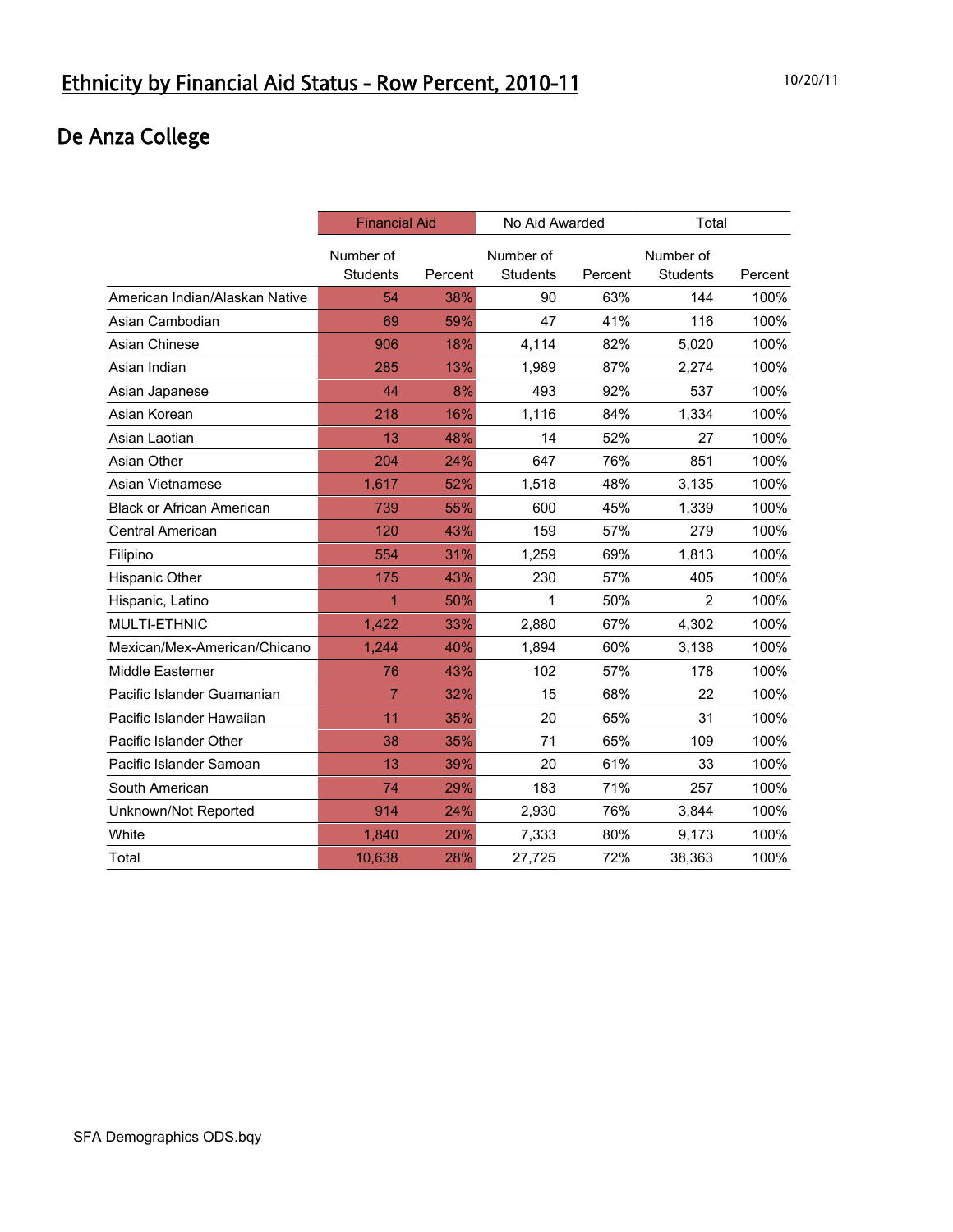# Ethnicity by Financial Aid Status - Row Percent, 2010-11

10/20/11

## De Anza College

| | Financial Aid | | No Aid Awarded | | Total | |
|---|---|---|---|---|---|---|
| | Number of Students | Percent | Number of Students | Percent | Number of Students | Percent |
| American Indian/Alaskan Native | 54 | 38% | 90 | 63% | 144 | 100% |
| Asian Cambodian | 69 | 59% | 47 | 41% | 116 | 100% |
| Asian Chinese | 906 | 18% | 4,114 | 82% | 5,020 | 100% |
| Asian Indian | 285 | 13% | 1,989 | 87% | 2,274 | 100% |
| Asian Japanese | 44 | 8% | 493 | 92% | 537 | 100% |
| Asian Korean | 218 | 16% | 1,116 | 84% | 1,334 | 100% |
| Asian Laotian | 13 | 48% | 14 | 52% | 27 | 100% |
| Asian Other | 204 | 24% | 647 | 76% | 851 | 100% |
| Asian Vietnamese | 1,617 | 52% | 1,518 | 48% | 3,135 | 100% |
| Black or African American | 739 | 55% | 600 | 45% | 1,339 | 100% |
| Central American | 120 | 43% | 159 | 57% | 279 | 100% |
| Filipino | 554 | 31% | 1,259 | 69% | 1,813 | 100% |
| Hispanic Other | 175 | 43% | 230 | 57% | 405 | 100% |
| Hispanic, Latino | 1 | 50% | 1 | 50% | 2 | 100% |
| MULTI-ETHNIC | 1,422 | 33% | 2,880 | 67% | 4,302 | 100% |
| Mexican/Mex-American/Chicano | 1,244 | 40% | 1,894 | 60% | 3,138 | 100% |
| Middle Easterner | 76 | 43% | 102 | 57% | 178 | 100% |
| Pacific Islander Guamanian | 7 | 32% | 15 | 68% | 22 | 100% |
| Pacific Islander Hawaiian | 11 | 35% | 20 | 65% | 31 | 100% |
| Pacific Islander Other | 38 | 35% | 71 | 65% | 109 | 100% |
| Pacific Islander Samoan | 13 | 39% | 20 | 61% | 33 | 100% |
| South American | 74 | 29% | 183 | 71% | 257 | 100% |
| Unknown/Not Reported | 914 | 24% | 2,930 | 76% | 3,844 | 100% |
| White | 1,840 | 20% | 7,333 | 80% | 9,173 | 100% |
| Total | 10,638 | 28% | 27,725 | 72% | 38,363 | 100% |

SFA Demographics ODS.bqy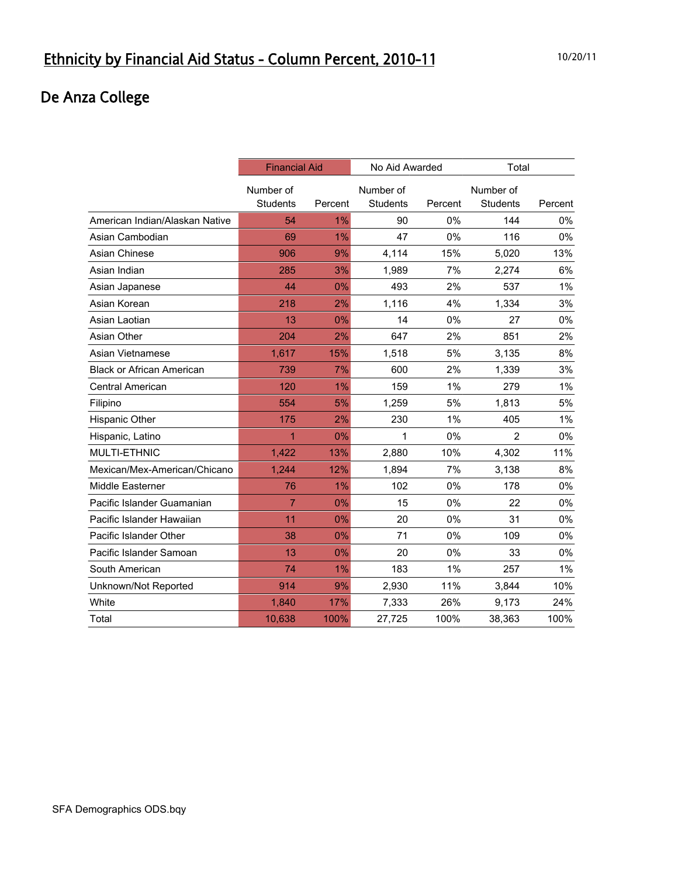# Ethnicity by Financial Aid Status - Column Percent, 2010-11

10/20/11

## De Anza College

| | Financial Aid | | No Aid Awarded | | Total | |
|---|---|---|---|---|---|---|
| | Number of Students | Percent | Number of Students | Percent | Number of Students | Percent |
| American Indian/Alaskan Native | 54 | 1% | 90 | 0% | 144 | 0% |
| Asian Cambodian | 69 | 1% | 47 | 0% | 116 | 0% |
| Asian Chinese | 906 | 9% | 4,114 | 15% | 5,020 | 13% |
| Asian Indian | 285 | 3% | 1,989 | 7% | 2,274 | 6% |
| Asian Japanese | 44 | 0% | 493 | 2% | 537 | 1% |
| Asian Korean | 218 | 2% | 1,116 | 4% | 1,334 | 3% |
| Asian Laotian | 13 | 0% | 14 | 0% | 27 | 0% |
| Asian Other | 204 | 2% | 647 | 2% | 851 | 2% |
| Asian Vietnamese | 1,617 | 15% | 1,518 | 5% | 3,135 | 8% |
| Black or African American | 739 | 7% | 600 | 2% | 1,339 | 3% |
| Central American | 120 | 1% | 159 | 1% | 279 | 1% |
| Filipino | 554 | 5% | 1,259 | 5% | 1,813 | 5% |
| Hispanic Other | 175 | 2% | 230 | 1% | 405 | 1% |
| Hispanic, Latino | 1 | 0% | 1 | 0% | 2 | 0% |
| MULTI-ETHNIC | 1,422 | 13% | 2,880 | 10% | 4,302 | 11% |
| Mexican/Mex-American/Chicano | 1,244 | 12% | 1,894 | 7% | 3,138 | 8% |
| Middle Easterner | 76 | 1% | 102 | 0% | 178 | 0% |
| Pacific Islander Guamanian | 7 | 0% | 15 | 0% | 22 | 0% |
| Pacific Islander Hawaiian | 11 | 0% | 20 | 0% | 31 | 0% |
| Pacific Islander Other | 38 | 0% | 71 | 0% | 109 | 0% |
| Pacific Islander Samoan | 13 | 0% | 20 | 0% | 33 | 0% |
| South American | 74 | 1% | 183 | 1% | 257 | 1% |
| Unknown/Not Reported | 914 | 9% | 2,930 | 11% | 3,844 | 10% |
| White | 1,840 | 17% | 7,333 | 26% | 9,173 | 24% |
| Total | 10,638 | 100% | 27,725 | 100% | 38,363 | 100% |

SFA Demographics ODS.bqy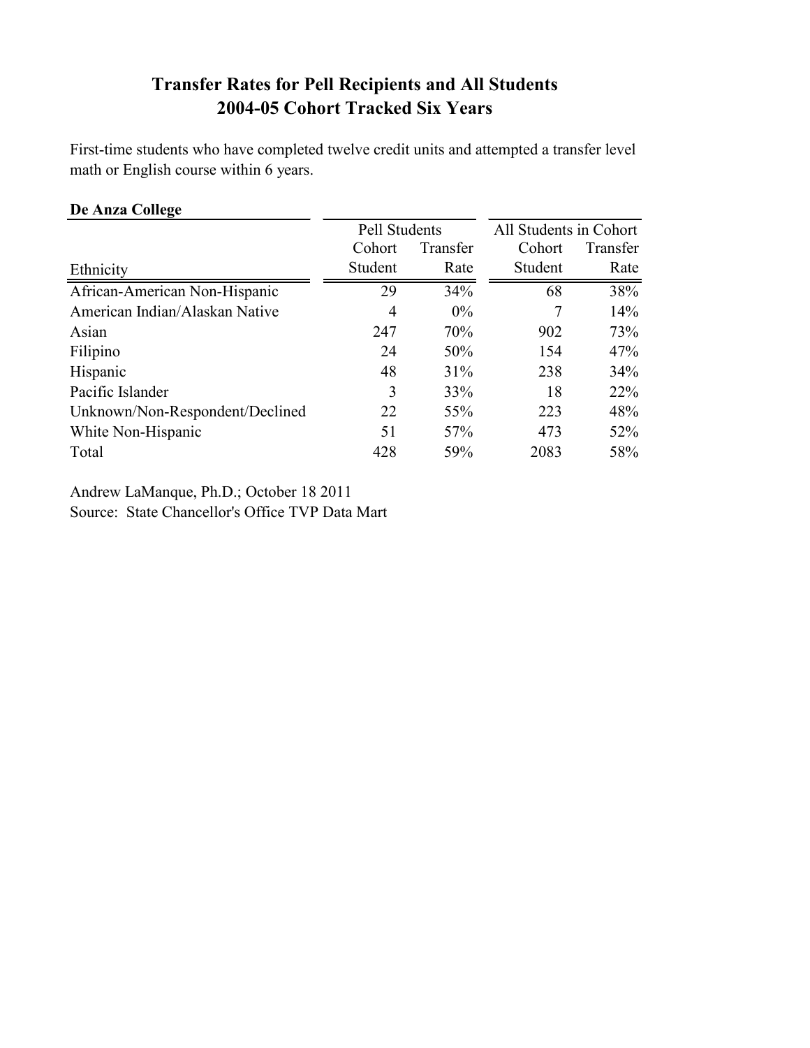# Transfer Rates for Pell Recipients and All Students
## 2004-05 Cohort Tracked Six Years

First-time students who have completed twelve credit units and attempted a transfer level math or English course within 6 years.

**De Anza College**

| | Pell Students | | All Students in Cohort | |
|---|---|---|---|---|
| Ethnicity | Cohort Student | Transfer Rate | Cohort Student | Transfer Rate |
| African-American Non-Hispanic | 29 | 34% | 68 | 38% |
| American Indian/Alaskan Native | 4 | 0% | 7 | 14% |
| Asian | 247 | 70% | 902 | 73% |
| Filipino | 24 | 50% | 154 | 47% |
| Hispanic | 48 | 31% | 238 | 34% |
| Pacific Islander | 3 | 33% | 18 | 22% |
| Unknown/Non-Respondent/Declined | 22 | 55% | 223 | 48% |
| White Non-Hispanic | 51 | 57% | 473 | 52% |
| Total | 428 | 59% | 2083 | 58% |

Andrew LaManque, Ph.D.; October 18 2011

Source: State Chancellor's Office TVP Data Mart